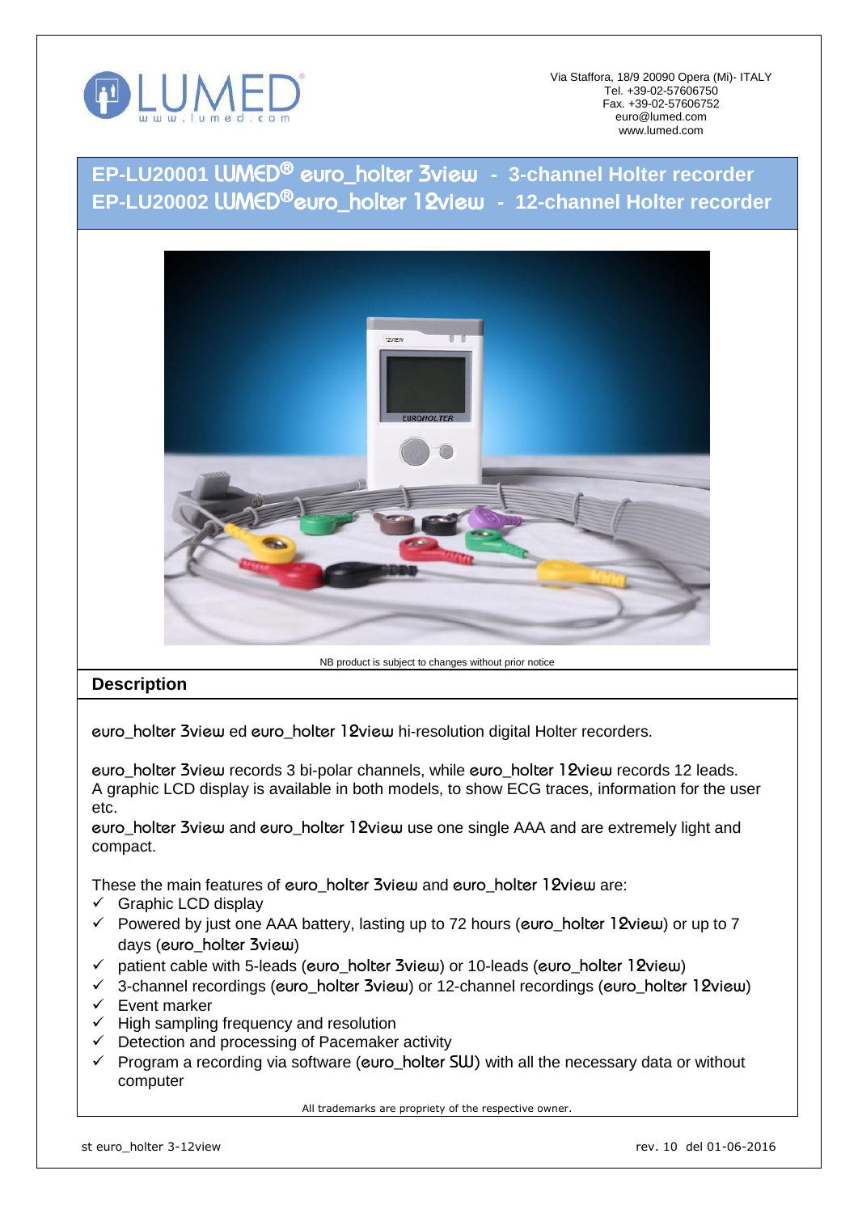LUMED
www.lumed.com

Via Staffora, 18/9 20090 Opera (Mi)- ITALY
Tel. +39-02-57606750
Fax. +39-02-57606752
euro@lumed.com
www.lumed.com

# EP-LU20001 LUMED® euro_holter 3view - 3-channel Holter recorder
# EP-LU20002 LUMED® euro_holter 12view - 12-channel Holter recorder

NB product is subject to changes without prior notice

## Description

euro_holter 3view ed euro_holter 12view hi-resolution digital Holter recorders.

euro_holter 3view records 3 bi-polar channels, while euro_holter 12view records 12 leads.
A graphic LCD display is available in both models, to show ECG traces, information for the user etc.
euro_holter 3view and euro_holter 12view use one single AAA and are extremely light and compact.

These the main features of euro_holter 3view and euro_holter 12view are:

- ✓ Graphic LCD display
- ✓ Powered by just one AAA battery, lasting up to 72 hours (euro_holter 12view) or up to 7 days (euro_holter 3view)
- ✓ patient cable with 5-leads (euro_holter 3view) or 10-leads (euro_holter 12view)
- ✓ 3-channel recordings (euro_holter 3view) or 12-channel recordings (euro_holter 12view)
- ✓ Event marker
- ✓ High sampling frequency and resolution
- ✓ Detection and processing of Pacemaker activity
- ✓ Program a recording via software (euro_holter SW) with all the necessary data or without computer

All trademarks are propriety of the respective owner.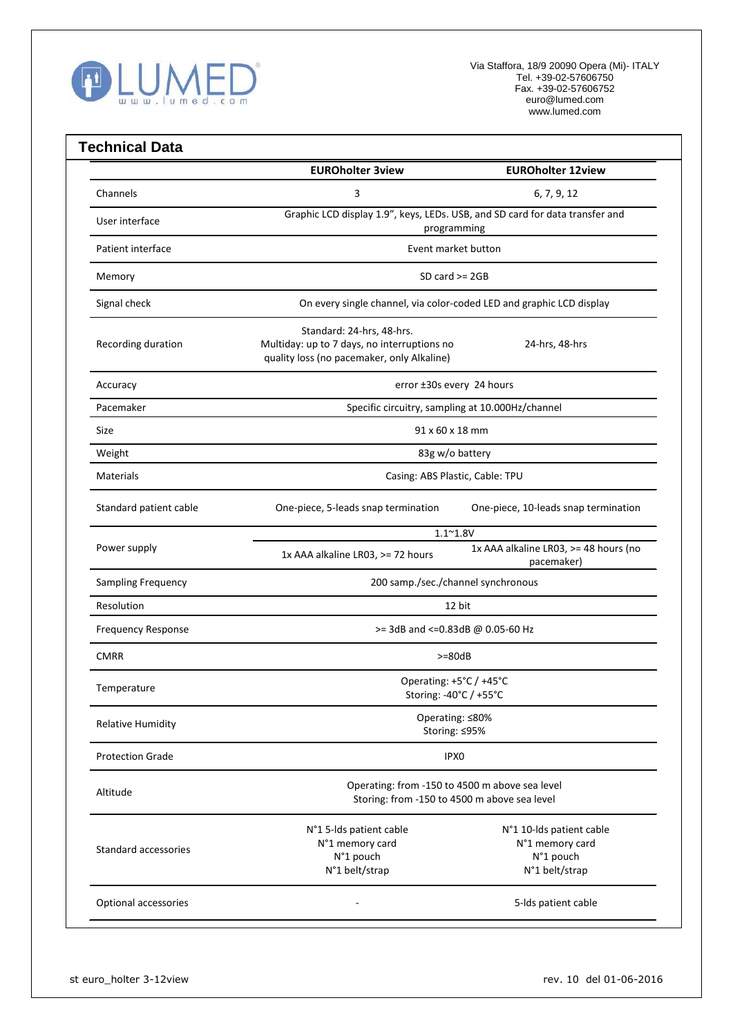Via Staffora, 18/9 20090 Opera (Mi)- ITALY
Tel. +39-02-57606750
Fax. +39-02-57606752
euro@lumed.com
www.lumed.com

## Technical Data

| | EUROholter 3view | EUROholter 12view |
|---|---|---|
| Channels | 3 | 6, 7, 9, 12 |
| User interface | Graphic LCD display 1.9", keys, LEDs. USB, and SD card for data transfer and programming | |
| Patient interface | Event market button | |
| Memory | SD card >= 2GB | |
| Signal check | On every single channel, via color-coded LED and graphic LCD display | |
| Recording duration | Standard: 24-hrs, 48-hrs. Multiday: up to 7 days, no interruptions no quality loss (no pacemaker, only Alkaline) | 24-hrs, 48-hrs |
| Accuracy | error ±30s every 24 hours | |
| Pacemaker | Specific circuitry, sampling at 10.000Hz/channel | |
| Size | 91 x 60 x 18 mm | |
| Weight | 83g w/o battery | |
| Materials | Casing: ABS Plastic, Cable: TPU | |
| Standard patient cable | One-piece, 5-leads snap termination | One-piece, 10-leads snap termination |
| Power supply | 1.1~1.8V | |
| | 1x AAA alkaline LR03, >= 72 hours | 1x AAA alkaline LR03, >= 48 hours (no pacemaker) |
| Sampling Frequency | 200 samp./sec./channel synchronous | |
| Resolution | 12 bit | |
| Frequency Response | >= 3dB and <=0.83dB @ 0.05-60 Hz | |
| CMRR | >=80dB | |
| Temperature | Operating: +5°C / +45°C<br>Storing: -40°C / +55°C | |
| Relative Humidity | Operating: ≤80%<br>Storing: ≤95% | |
| Protection Grade | IPX0 | |
| Altitude | Operating: from -150 to 4500 m above sea level<br>Storing: from -150 to 4500 m above sea level | |
| Standard accessories | N°1 5-lds patient cable<br>N°1 memory card<br>N°1 pouch<br>N°1 belt/strap | N°1 10-lds patient cable<br>N°1 memory card<br>N°1 pouch<br>N°1 belt/strap |
| Optional accessories | - | 5-lds patient cable |

st euro_holter 3-12view rev. 10 del 01-06-2016